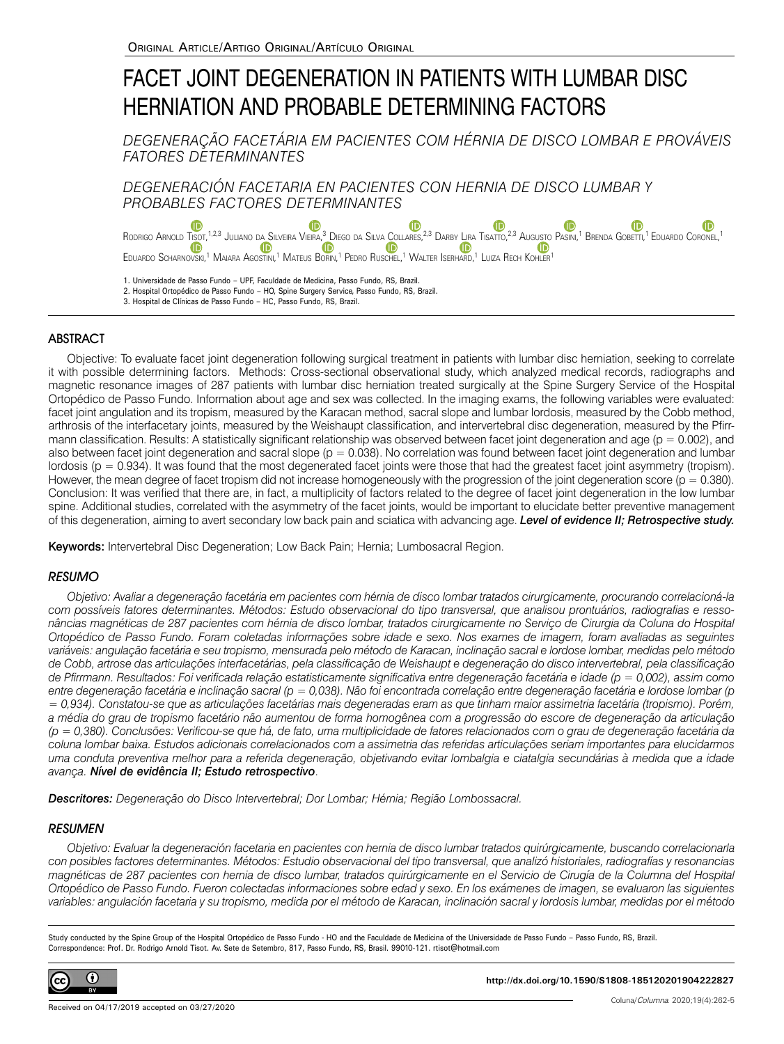Original Article/Artigo Original/Artículo Original

# FACET JOINT DEGENERATION IN PATIENTS WITH LUMBAR DISC HERNIATION AND PROBABLE DETERMINING FACTORS

*DEGENERAÇÃO FACETÁRIA EM PACIENTES COM HÉRNIA DE DISCO LOMBAR E PROVÁVEIS FATORES DETERMINANTES*

*DEGENERACIÓN FACETARIA EN PACIENTES CON HERNIA DE DISCO LUMBAR Y PROBABLES FACTORES DETERMINANTES*

Rodrigo Arnold Tisot,[1,2,3] Juliano da Silveira Vieira,[3] Diego da Silva Collares,[2,3] Darby Lira Tisatto,[2,3] Augusto Pasini,[1] Brenda Gobetti,[1] Eduardo Coronel,[1] Eduardo Scharnovski,[1] Maiara Agostini,[1] Mateus Borin,[1] Pedro Ruschel,[1] Walter Iserhard,[1] Luiza Rech Kohler[1]

1. Universidade de Passo Fundo – UPF, Faculdade de Medicina, Passo Fundo, RS, Brazil.
2. Hospital Ortopédico de Passo Fundo – HO, Spine Surgery Service, Passo Fundo, RS, Brazil.
3. Hospital de Clínicas de Passo Fundo – HC, Passo Fundo, RS, Brazil.

## ABSTRACT

Objective: To evaluate facet joint degeneration following surgical treatment in patients with lumbar disc herniation, seeking to correlate it with possible determining factors. Methods: Cross-sectional observational study, which analyzed medical records, radiographs and magnetic resonance images of 287 patients with lumbar disc herniation treated surgically at the Spine Surgery Service of the Hospital Ortopédico de Passo Fundo. Information about age and sex was collected. In the imaging exams, the following variables were evaluated: facet joint angulation and its tropism, measured by the Karacan method, sacral slope and lumbar lordosis, measured by the Cobb method, arthrosis of the interfacetary joints, measured by the Weishaupt classification, and intervertebral disc degeneration, measured by the Pfirrmann classification. Results: A statistically significant relationship was observed between facet joint degeneration and age ($p = 0.002$), and also between facet joint degeneration and sacral slope ($p = 0.038$). No correlation was found between facet joint degeneration and lumbar lordosis ($p = 0.934$). It was found that the most degenerated facet joints were those that had the greatest facet joint asymmetry (tropism). However, the mean degree of facet tropism did not increase homogeneously with the progression of the joint degeneration score ($p = 0.380$). Conclusion: It was verified that there are, in fact, a multiplicity of factors related to the degree of facet joint degeneration in the low lumbar spine. Additional studies, correlated with the asymmetry of the facet joints, would be important to elucidate better preventive management of this degeneration, aiming to avert secondary low back pain and sciatica with advancing age. ***Level of evidence II; Retrospective study.***

**Keywords:** Intervertebral Disc Degeneration; Low Back Pain; Hernia; Lumbosacral Region.

## *RESUMO*

*Objetivo: Avaliar a degeneração facetária em pacientes com hérnia de disco lombar tratados cirurgicamente, procurando correlacioná-la com possíveis fatores determinantes. Métodos: Estudo observacional do tipo transversal, que analisou prontuários, radiografias e ressonâncias magnéticas de 287 pacientes com hérnia de disco lombar, tratados cirurgicamente no Serviço de Cirurgia da Coluna do Hospital Ortopédico de Passo Fundo. Foram coletadas informações sobre idade e sexo. Nos exames de imagem, foram avaliadas as seguintes variáveis: angulação facetária e seu tropismo, mensurada pelo método de Karacan, inclinação sacral e lordose lombar, medidas pelo método de Cobb, artrose das articulações interfacetárias, pela classificação de Weishaupt e degeneração do disco intervertebral, pela classificação de Pfirrmann. Resultados: Foi verificada relação estatisticamente significativa entre degeneração facetária e idade ($p = 0,002$), assim como entre degeneração facetária e inclinação sacral ($p = 0,038$). Não foi encontrada correlação entre degeneração facetária e lordose lombar ($p = 0,934$). Constatou-se que as articulações facetárias mais degeneradas eram as que tinham maior assimetria facetária (tropismo). Porém, a média do grau de tropismo facetário não aumentou de forma homogênea com a progressão do escore de degeneração da articulação ($p = 0,380$). Conclusões: Verificou-se que há, de fato, uma multiplicidade de fatores relacionados com o grau de degeneração facetária da coluna lombar baixa. Estudos adicionais correlacionados com a assimetria das referidas articulações seriam importantes para elucidarmos uma conduta preventiva melhor para a referida degeneração, objetivando evitar lombalgia e ciatalgia secundárias à medida que a idade avança.* ***Nível de evidência II; Estudo retrospectivo*.**

***Descritores:*** *Degeneração do Disco Intervertebral; Dor Lombar; Hérnia; Região Lombossacral.*

## *RESUMEN*

*Objetivo: Evaluar la degeneración facetaria en pacientes con hernia de disco lumbar tratados quirúrgicamente, buscando correlacionarla con posibles factores determinantes. Métodos: Estudio observacional del tipo transversal, que analizó historiales, radiografías y resonancias magnéticas de 287 pacientes con hernia de disco lumbar, tratados quirúrgicamente en el Servicio de Cirugía de la Columna del Hospital Ortopédico de Passo Fundo. Fueron colectadas informaciones sobre edad y sexo. En los exámenes de imagen, se evaluaron las siguientes variables: angulación facetaria y su tropismo, medida por el método de Karacan, inclinación sacral y lordosis lumbar, medidas por el método*

Study conducted by the Spine Group of the Hospital Ortopédico de Passo Fundo - HO and the Faculdade de Medicina of the Universidade de Passo Fundo – Passo Fundo, RS, Brazil.
Correspondence: Prof. Dr. Rodrigo Arnold Tisot. Av. Sete de Setembro, 817, Passo Fundo, RS, Brasil. 99010-121. rtisot@hotmail.com

http://dx.doi.org/10.1590/S1808-185120201904222827

Received on 04/17/2019 accepted on 03/27/2020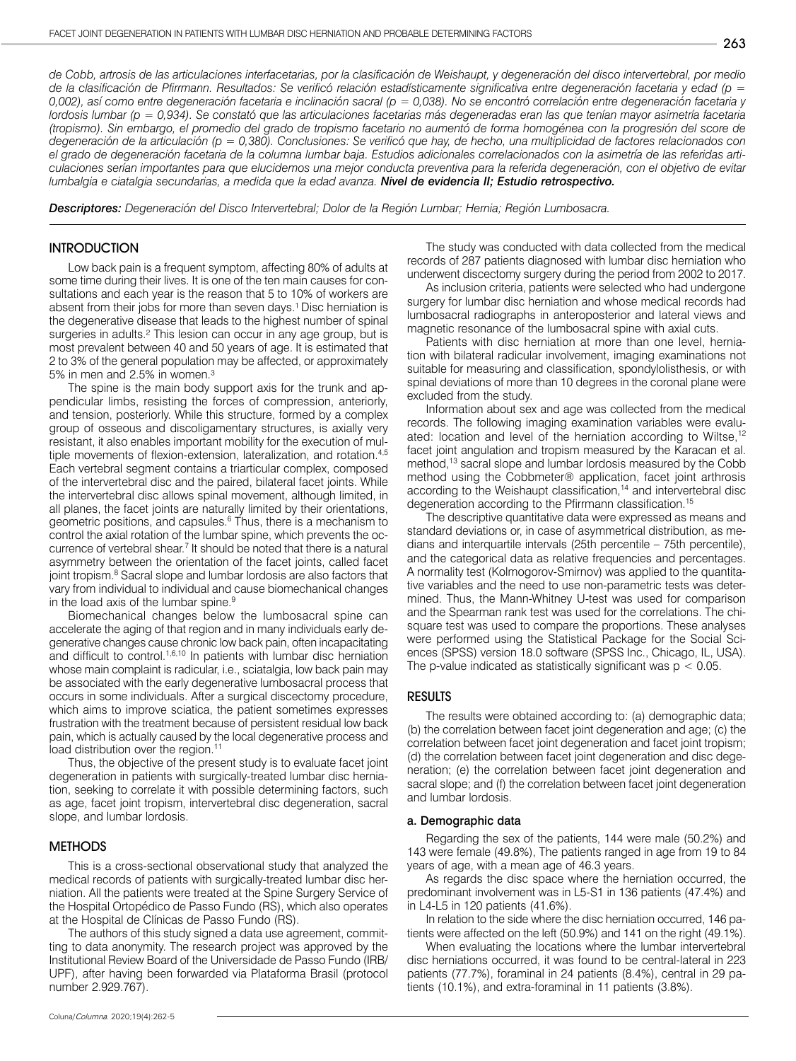*de Cobb, artrosis de las articulaciones interfacetarias, por la clasificación de Weishaupt, y degeneración del disco intervertebral, por medio de la clasificación de Pfirrmann. Resultados: Se verificó relación estadísticamente significativa entre degeneración facetaria y edad (p = 0,002), así como entre degeneración facetaria e inclinación sacral (p = 0,038). No se encontró correlación entre degeneración facetaria y lordosis lumbar (p = 0,934). Se constató que las articulaciones facetarias más degeneradas eran las que tenían mayor asimetría facetaria (tropismo). Sin embargo, el promedio del grado de tropismo facetario no aumentó de forma homogénea con la progresión del score de degeneración de la articulación (p = 0,380). Conclusiones: Se verificó que hay, de hecho, una multiplicidad de factores relacionados con el grado de degeneración facetaria de la columna lumbar baja. Estudios adicionales correlacionados con la asimetría de las referidas articulaciones serían importantes para que elucidemos una mejor conducta preventiva para la referida degeneración, con el objetivo de evitar lumbalgia e ciatalgia secundarias, a medida que la edad avanza.* ***Nivel de evidencia II; Estudio retrospectivo.***

***Descriptores:*** *Degeneración del Disco Intervertebral; Dolor de la Región Lumbar; Hernia; Región Lumbosacra.*

## INTRODUCTION

Low back pain is a frequent symptom, affecting 80% of adults at some time during their lives. It is one of the ten main causes for consultations and each year is the reason that 5 to 10% of workers are absent from their jobs for more than seven days.[1] Disc herniation is the degenerative disease that leads to the highest number of spinal surgeries in adults.[2] This lesion can occur in any age group, but is most prevalent between 40 and 50 years of age. It is estimated that 2 to 3% of the general population may be affected, or approximately 5% in men and 2.5% in women.[3]

The spine is the main body support axis for the trunk and appendicular limbs, resisting the forces of compression, anteriorly, and tension, posteriorly. While this structure, formed by a complex group of osseous and discoligamentary structures, is axially very resistant, it also enables important mobility for the execution of multiple movements of flexion-extension, lateralization, and rotation.[4,5] Each vertebral segment contains a triarticular complex, composed of the intervertebral disc and the paired, bilateral facet joints. While the intervertebral disc allows spinal movement, although limited, in all planes, the facet joints are naturally limited by their orientations, geometric positions, and capsules.[6] Thus, there is a mechanism to control the axial rotation of the lumbar spine, which prevents the occurrence of vertebral shear.[7] It should be noted that there is a natural asymmetry between the orientation of the facet joints, called facet joint tropism.[8] Sacral slope and lumbar lordosis are also factors that vary from individual to individual and cause biomechanical changes in the load axis of the lumbar spine.[9]

Biomechanical changes below the lumbosacral spine can accelerate the aging of that region and in many individuals early degenerative changes cause chronic low back pain, often incapacitating and difficult to control.[1,6,10] In patients with lumbar disc herniation whose main complaint is radicular, i.e., sciatalgia, low back pain may be associated with the early degenerative lumbosacral process that occurs in some individuals. After a surgical discectomy procedure, which aims to improve sciatica, the patient sometimes expresses frustration with the treatment because of persistent residual low back pain, which is actually caused by the local degenerative process and load distribution over the region.[11]

Thus, the objective of the present study is to evaluate facet joint degeneration in patients with surgically-treated lumbar disc herniation, seeking to correlate it with possible determining factors, such as age, facet joint tropism, intervertebral disc degeneration, sacral slope, and lumbar lordosis.

## METHODS

This is a cross-sectional observational study that analyzed the medical records of patients with surgically-treated lumbar disc herniation. All the patients were treated at the Spine Surgery Service of the Hospital Ortopédico de Passo Fundo (RS), which also operates at the Hospital de Clínicas de Passo Fundo (RS).

The authors of this study signed a data use agreement, committing to data anonymity. The research project was approved by the Institutional Review Board of the Universidade de Passo Fundo (IRB/UPF), after having been forwarded via Plataforma Brasil (protocol number 2.929.767).

The study was conducted with data collected from the medical records of 287 patients diagnosed with lumbar disc herniation who underwent discectomy surgery during the period from 2002 to 2017.

As inclusion criteria, patients were selected who had undergone surgery for lumbar disc herniation and whose medical records had lumbosacral radiographs in anteroposterior and lateral views and magnetic resonance of the lumbosacral spine with axial cuts.

Patients with disc herniation at more than one level, herniation with bilateral radicular involvement, imaging examinations not suitable for measuring and classification, spondylolisthesis, or with spinal deviations of more than 10 degrees in the coronal plane were excluded from the study.

Information about sex and age was collected from the medical records. The following imaging examination variables were evaluated: location and level of the herniation according to Wiltse,[12] facet joint angulation and tropism measured by the Karacan et al. method,[13] sacral slope and lumbar lordosis measured by the Cobb method using the Cobbmeter® application, facet joint arthrosis according to the Weishaupt classification,[14] and intervertebral disc degeneration according to the Pfirrmann classification.[15]

The descriptive quantitative data were expressed as means and standard deviations or, in case of asymmetrical distribution, as medians and interquartile intervals (25th percentile – 75th percentile), and the categorical data as relative frequencies and percentages. A normality test (Kolmogorov-Smirnov) was applied to the quantitative variables and the need to use non-parametric tests was determined. Thus, the Mann-Whitney U-test was used for comparison and the Spearman rank test was used for the correlations. The chi-square test was used to compare the proportions. These analyses were performed using the Statistical Package for the Social Sciences (SPSS) version 18.0 software (SPSS Inc., Chicago, IL, USA). The p-value indicated as statistically significant was $p < 0.05$.

## RESULTS

The results were obtained according to: (a) demographic data; (b) the correlation between facet joint degeneration and age; (c) the correlation between facet joint degeneration and facet joint tropism; (d) the correlation between facet joint degeneration and disc degeneration; (e) the correlation between facet joint degeneration and sacral slope; and (f) the correlation between facet joint degeneration and lumbar lordosis.

### a. Demographic data

Regarding the sex of the patients, 144 were male (50.2%) and 143 were female (49.8%), The patients ranged in age from 19 to 84 years of age, with a mean age of 46.3 years.

As regards the disc space where the herniation occurred, the predominant involvement was in L5-S1 in 136 patients (47.4%) and in L4-L5 in 120 patients (41.6%).

In relation to the side where the disc herniation occurred, 146 patients were affected on the left (50.9%) and 141 on the right (49.1%).

When evaluating the locations where the lumbar intervertebral disc herniations occurred, it was found to be central-lateral in 223 patients (77.7%), foraminal in 24 patients (8.4%), central in 29 patients (10.1%), and extra-foraminal in 11 patients (3.8%).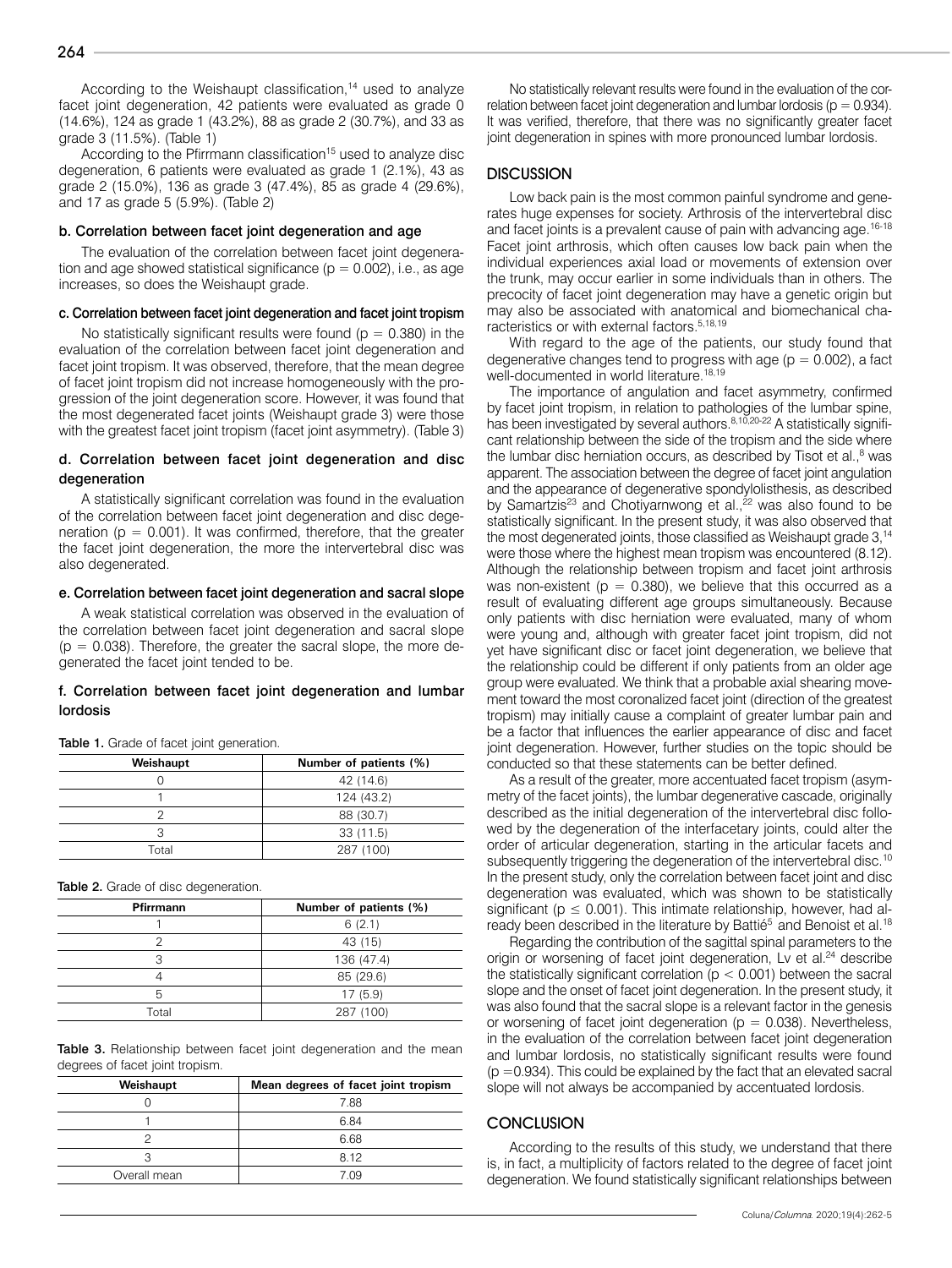According to the Weishaupt classification,[14] used to analyze facet joint degeneration, 42 patients were evaluated as grade 0 (14.6%), 124 as grade 1 (43.2%), 88 as grade 2 (30.7%), and 33 as grade 3 (11.5%). (Table 1)

According to the Pfirrmann classification[15] used to analyze disc degeneration, 6 patients were evaluated as grade 1 (2.1%), 43 as grade 2 (15.0%), 136 as grade 3 (47.4%), 85 as grade 4 (29.6%), and 17 as grade 5 (5.9%). (Table 2)

### b. Correlation between facet joint degeneration and age

The evaluation of the correlation between facet joint degeneration and age showed statistical significance ($p = 0.002$), i.e., as age increases, so does the Weishaupt grade.

### c. Correlation between facet joint degeneration and facet joint tropism

No statistically significant results were found ($p = 0.380$) in the evaluation of the correlation between facet joint degeneration and facet joint tropism. It was observed, therefore, that the mean degree of facet joint tropism did not increase homogeneously with the progression of the joint degeneration score. However, it was found that the most degenerated facet joints (Weishaupt grade 3) were those with the greatest facet joint tropism (facet joint asymmetry). (Table 3)

### d. Correlation between facet joint degeneration and disc degeneration

A statistically significant correlation was found in the evaluation of the correlation between facet joint degeneration and disc degeneration ($p = 0.001$). It was confirmed, therefore, that the greater the facet joint degeneration, the more the intervertebral disc was also degenerated.

### e. Correlation between facet joint degeneration and sacral slope

A weak statistical correlation was observed in the evaluation of the correlation between facet joint degeneration and sacral slope ($p = 0.038$). Therefore, the greater the sacral slope, the more degenerated the facet joint tended to be.

### f. Correlation between facet joint degeneration and lumbar lordosis

**Table 1.** Grade of facet joint generation.

| Weishaupt | Number of patients (%) |
|---|---|
| 0 | 42 (14.6) |
| 1 | 124 (43.2) |
| 2 | 88 (30.7) |
| 3 | 33 (11.5) |
| Total | 287 (100) |

**Table 2.** Grade of disc degeneration.

| Pfirrmann | Number of patients (%) |
|---|---|
| 1 | 6 (2.1) |
| 2 | 43 (15) |
| 3 | 136 (47.4) |
| 4 | 85 (29.6) |
| 5 | 17 (5.9) |
| Total | 287 (100) |

**Table 3.** Relationship between facet joint degeneration and the mean degrees of facet joint tropism.

| Weishaupt | Mean degrees of facet joint tropism |
|---|---|
| 0 | 7.88 |
| 1 | 6.84 |
| 2 | 6.68 |
| 3 | 8.12 |
| Overall mean | 7.09 |

No statistically relevant results were found in the evaluation of the correlation between facet joint degeneration and lumbar lordosis ($p = 0.934$). It was verified, therefore, that there was no significantly greater facet joint degeneration in spines with more pronounced lumbar lordosis.

## DISCUSSION

Low back pain is the most common painful syndrome and generates huge expenses for society. Arthrosis of the intervertebral disc and facet joints is a prevalent cause of pain with advancing age.[16-18] Facet joint arthrosis, which often causes low back pain when the individual experiences axial load or movements of extension over the trunk, may occur earlier in some individuals than in others. The precocity of facet joint degeneration may have a genetic origin but may also be associated with anatomical and biomechanical characteristics or with external factors.[5,18,19]

With regard to the age of the patients, our study found that degenerative changes tend to progress with age ($p = 0.002$), a fact well-documented in world literature.[18,19]

The importance of angulation and facet asymmetry, confirmed by facet joint tropism, in relation to pathologies of the lumbar spine, has been investigated by several authors.[8,10,20-22] A statistically significant relationship between the side of the tropism and the side where the lumbar disc herniation occurs, as described by Tisot et al.,[8] was apparent. The association between the degree of facet joint angulation and the appearance of degenerative spondylolisthesis, as described by Samartzis[23] and Chotiyarnwong et al.,[22] was also found to be statistically significant. In the present study, it was also observed that the most degenerated joints, those classified as Weishaupt grade 3,[14] were those where the highest mean tropism was encountered (8.12). Although the relationship between tropism and facet joint arthrosis was non-existent ($p = 0.380$), we believe that this occurred as a result of evaluating different age groups simultaneously. Because only patients with disc herniation were evaluated, many of whom were young and, although with greater facet joint tropism, did not yet have significant disc or facet joint degeneration, we believe that the relationship could be different if only patients from an older age group were evaluated. We think that a probable axial shearing movement toward the most coronalized facet joint (direction of the greatest tropism) may initially cause a complaint of greater lumbar pain and be a factor that influences the earlier appearance of disc and facet joint degeneration. However, further studies on the topic should be conducted so that these statements can be better defined.

As a result of the greater, more accentuated facet tropism (asymmetry of the facet joints), the lumbar degenerative cascade, originally described as the initial degeneration of the intervertebral disc followed by the degeneration of the interfacetary joints, could alter the order of articular degeneration, starting in the articular facets and subsequently triggering the degeneration of the intervertebral disc.[10] In the present study, only the correlation between facet joint and disc degeneration was evaluated, which was shown to be statistically significant ($p \leq 0.001$). This intimate relationship, however, had already been described in the literature by Battié[5] and Benoist et al.[18]

Regarding the contribution of the sagittal spinal parameters to the origin or worsening of facet joint degeneration, Lv et al.[24] describe the statistically significant correlation ($p < 0.001$) between the sacral slope and the onset of facet joint degeneration. In the present study, it was also found that the sacral slope is a relevant factor in the genesis or worsening of facet joint degeneration ($p = 0.038$). Nevertheless, in the evaluation of the correlation between facet joint degeneration and lumbar lordosis, no statistically significant results were found ($p = 0.934$). This could be explained by the fact that an elevated sacral slope will not always be accompanied by accentuated lordosis.

## CONCLUSION

According to the results of this study, we understand that there is, in fact, a multiplicity of factors related to the degree of facet joint degeneration. We found statistically significant relationships between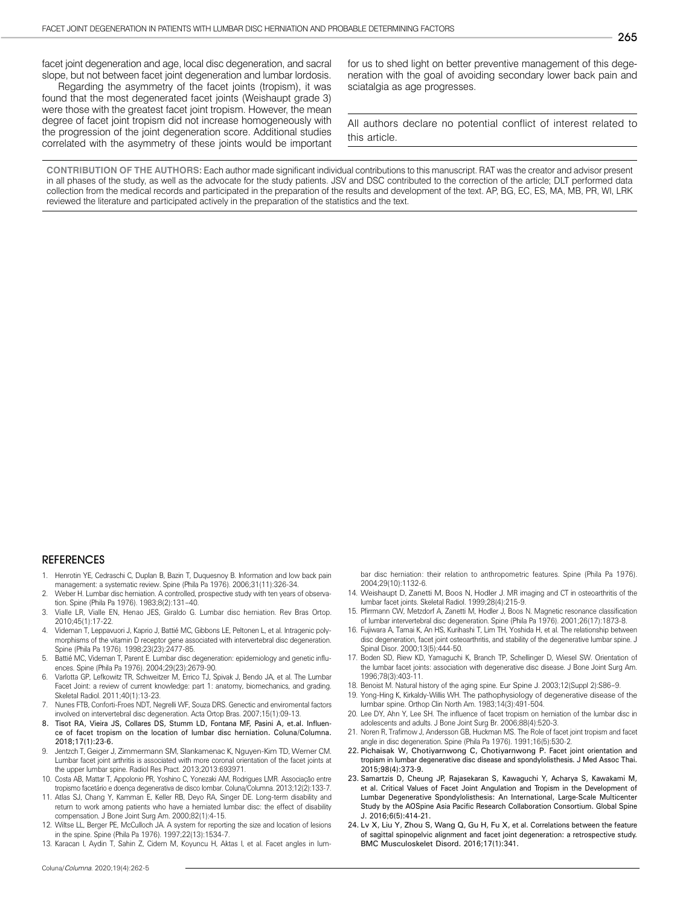facet joint degeneration and age, local disc degeneration, and sacral slope, but not between facet joint degeneration and lumbar lordosis.

Regarding the asymmetry of the facet joints (tropism), it was found that the most degenerated facet joints (Weishaupt grade 3) were those with the greatest facet joint tropism. However, the mean degree of facet joint tropism did not increase homogeneously with the progression of the joint degeneration score. Additional studies correlated with the asymmetry of these joints would be important for us to shed light on better preventive management of this degeneration with the goal of avoiding secondary lower back pain and sciatalgia as age progresses.

All authors declare no potential conflict of interest related to this article.

**CONTRIBUTION OF THE AUTHORS:** Each author made significant individual contributions to this manuscript. RAT was the creator and advisor present in all phases of the study, as well as the advocate for the study patients. JSV and DSC contributed to the correction of the article; DLT performed data collection from the medical records and participated in the preparation of the results and development of the text. AP, BG, EC, ES, MA, MB, PR, WI, LRK reviewed the literature and participated actively in the preparation of the statistics and the text.

## REFERENCES

1. Henrotin YE, Cedraschi C, Duplan B, Bazin T, Duquesnoy B. Information and low back pain management: a systematic review. Spine (Phila Pa 1976). 2006;31(11):326-34.
2. Weber H. Lumbar disc herniation. A controlled, prospective study with ten years of observation. Spine (Phila Pa 1976). 1983;8(2):131–40.
3. Vialle LR, Vialle EN, Henao JES, Giraldo G. Lumbar disc herniation. Rev Bras Ortop. 2010;45(1):17-22.
4. Videman T, Leppavuori J, Kaprio J, Battié MC, Gibbons LE, Peltonen L, et al. Intragenic polymorphisms of the vitamin D receptor gene associated with intervertebral disc degeneration. Spine (Phila Pa 1976). 1998;23(23):2477-85.
5. Battié MC, Videman T, Parent E. Lumbar disc degeneration: epidemiology and genetic influences. Spine (Phila Pa 1976). 2004;29(23):2679-90.
6. Varlotta GP, Lefkowitz TR, Schweitzer M, Errico TJ, Spivak J, Bendo JA, et al. The Lumbar Facet Joint: a review of current knowledge: part 1: anatomy, biomechanics, and grading. Skeletal Radiol. 2011;40(1):13-23.
7. Nunes FTB, Conforti-Froes NDT, Negrelli WF, Souza DRS. Genectic and enviromental factors involved on intervertebral disc degeneration. Acta Ortop Bras. 2007;15(1):09-13.
8. Tisot RA, Vieira JS, Collares DS, Stumm LD, Fontana MF, Pasini A, et.al. Influence of facet tropism on the location of lumbar disc herniation. Coluna/Columna. 2018;17(1):23-6.
9. Jentzch T, Geiger J, Zimmermann SM, Slankamenac K, Nguyen-Kim TD, Werner CM. Lumbar facet joint arthritis is associated with more coronal orientation of the facet joints at the upper lumbar spine. Radiol Res Pract. 2013;2013:693971.
10. Costa AB, Mattar T, Appolonio PR, Yoshino C, Yonezaki AM, Rodrigues LMR. Associação entre tropismo facetário e doença degenerativa de disco lombar. Coluna/Columna. 2013;12(2):133-7.
11. Atlas SJ, Chang Y, Kamman E, Keller RB, Deyo RA, Singer DE. Long-term disability and return to work among patients who have a herniated lumbar disc: the effect of disability compensation. J Bone Joint Surg Am. 2000;82(1):4-15.
12. Wiltse LL, Berger PE, McCulloch JA. A system for reporting the size and location of lesions in the spine. Spine (Phila Pa 1976). 1997;22(13):1534-7.
13. Karacan I, Aydin T, Sahin Z, Cidem M, Koyuncu H, Aktas I, et al. Facet angles in lumbar disc herniation: their relation to anthropometric features. Spine (Phila Pa 1976). 2004;29(10):1132-6.
14. Weishaupt D, Zanetti M, Boos N, Hodler J. MR imaging and CT in osteoarthritis of the lumbar facet joints. Skeletal Radiol. 1999;28(4):215-9.
15. Pfirrmann CW, Metzdorf A, Zanetti M, Hodler J, Boos N. Magnetic resonance classification of lumbar intervertebral disc degeneration. Spine (Phila Pa 1976). 2001;26(17):1873-8.
16. Fujiwara A, Tamai K, An HS, Kurihashi T, Lim TH, Yoshida H, et al. The relationship between disc degeneration, facet joint osteoarthritis, and stability of the degenerative lumbar spine. J Spinal Disor. 2000;13(5):444-50.
17. Boden SD, Riew KD, Yamaguchi K, Branch TP, Schellinger D, Wiesel SW. Orientation of the lumbar facet joints: association with degenerative disc disease. J Bone Joint Surg Am. 1996;78(3):403-11.
18. Benoist M. Natural history of the aging spine. Eur Spine J. 2003;12(Suppl 2):S86–9.
19. Yong-Hing K, Kirkaldy-Willis WH. The pathophysiology of degenerative disease of the lumbar spine. Orthop Clin North Am. 1983;14(3):491-504.
20. Lee DY, Ahn Y, Lee SH. The influence of facet tropism on herniation of the lumbar disc in adolescents and adults. J Bone Joint Surg Br. 2006;88(4):520-3.
21. Noren R, Trafimow J, Andersson GB, Huckman MS. The Role of facet joint tropism and facet angle in disc degeneration. Spine (Phila Pa 1976). 1991;16(5):530-2.
22. Pichaisak W, Chotiyarnwong C, Chotiyarnwong P. Facet joint orientation and tropism in lumbar degenerative disc disease and spondylolisthesis. J Med Assoc Thai. 2015;98(4):373-9.
23. Samartzis D, Cheung JP, Rajasekaran S, Kawaguchi Y, Acharya S, Kawakami M, et al. Critical Values of Facet Joint Angulation and Tropism in the Development of Lumbar Degenerative Spondylolisthesis: An International, Large-Scale Multicenter Study by the AOSpine Asia Pacific Research Collaboration Consortium. Global Spine J. 2016;6(5):414-21.
24. Lv X, Liu Y, Zhou S, Wang Q, Gu H, Fu X, et al. Correlations between the feature of sagittal spinopelvic alignment and facet joint degeneration: a retrospective study. BMC Musculoskelet Disord. 2016;17(1):341.